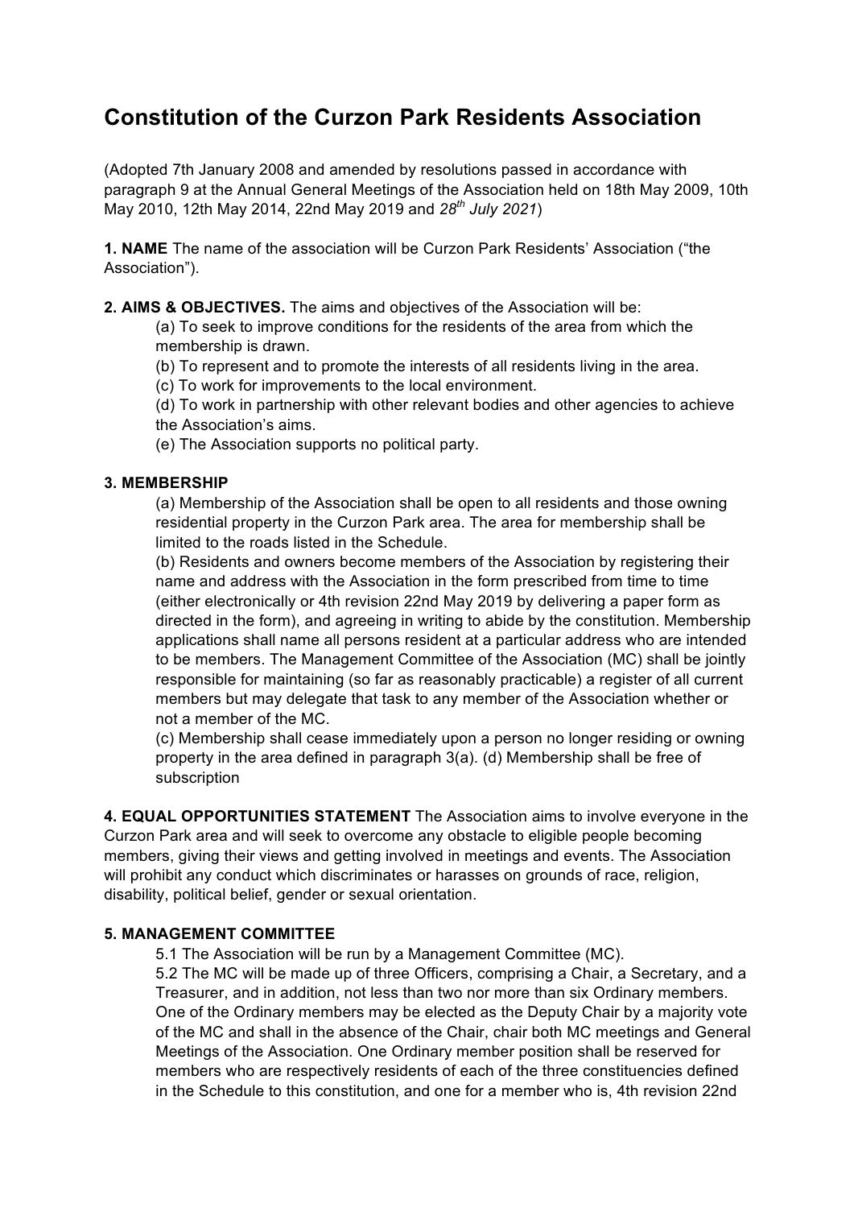# Constitution of the Curzon Park Residents Association

(Adopted 7th January 2008 and amended by resolutions passed in accordance with paragraph 9 at the Annual General Meetings of the Association held on 18th May 2009, 10th May 2010, 12th May 2014, 22nd May 2019 and *28th July 2021*)

**1. NAME** The name of the association will be Curzon Park Residents' Association ("the Association").

**2. AIMS & OBJECTIVES.** The aims and objectives of the Association will be:

(a) To seek to improve conditions for the residents of the area from which the membership is drawn.
(b) To represent and to promote the interests of all residents living in the area.
(c) To work for improvements to the local environment.
(d) To work in partnership with other relevant bodies and other agencies to achieve the Association's aims.
(e) The Association supports no political party.

**3. MEMBERSHIP**

(a) Membership of the Association shall be open to all residents and those owning residential property in the Curzon Park area. The area for membership shall be limited to the roads listed in the Schedule.
(b) Residents and owners become members of the Association by registering their name and address with the Association in the form prescribed from time to time (either electronically or 4th revision 22nd May 2019 by delivering a paper form as directed in the form), and agreeing in writing to abide by the constitution. Membership applications shall name all persons resident at a particular address who are intended to be members. The Management Committee of the Association (MC) shall be jointly responsible for maintaining (so far as reasonably practicable) a register of all current members but may delegate that task to any member of the Association whether or not a member of the MC.
(c) Membership shall cease immediately upon a person no longer residing or owning property in the area defined in paragraph 3(a). (d) Membership shall be free of subscription

**4. EQUAL OPPORTUNITIES STATEMENT** The Association aims to involve everyone in the Curzon Park area and will seek to overcome any obstacle to eligible people becoming members, giving their views and getting involved in meetings and events. The Association will prohibit any conduct which discriminates or harasses on grounds of race, religion, disability, political belief, gender or sexual orientation.

**5. MANAGEMENT COMMITTEE**

5.1 The Association will be run by a Management Committee (MC).
5.2 The MC will be made up of three Officers, comprising a Chair, a Secretary, and a Treasurer, and in addition, not less than two nor more than six Ordinary members. One of the Ordinary members may be elected as the Deputy Chair by a majority vote of the MC and shall in the absence of the Chair, chair both MC meetings and General Meetings of the Association. One Ordinary member position shall be reserved for members who are respectively residents of each of the three constituencies defined in the Schedule to this constitution, and one for a member who is, 4th revision 22nd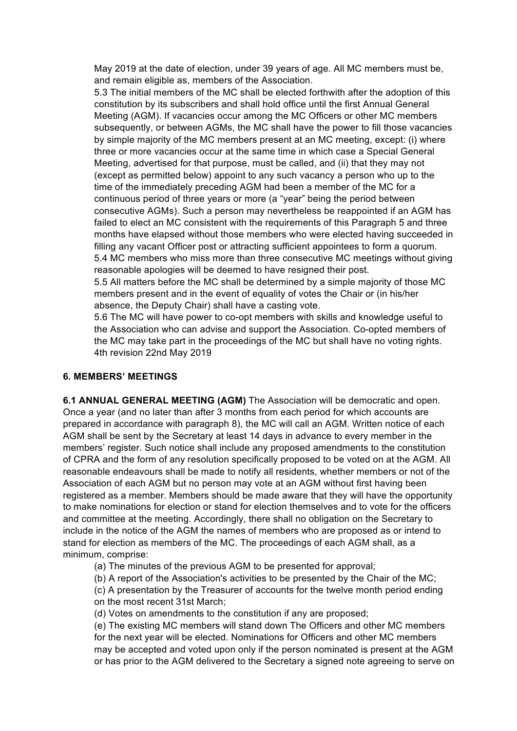May 2019 at the date of election, under 39 years of age. All MC members must be, and remain eligible as, members of the Association.

5.3 The initial members of the MC shall be elected forthwith after the adoption of this constitution by its subscribers and shall hold office until the first Annual General Meeting (AGM). If vacancies occur among the MC Officers or other MC members subsequently, or between AGMs, the MC shall have the power to fill those vacancies by simple majority of the MC members present at an MC meeting, except: (i) where three or more vacancies occur at the same time in which case a Special General Meeting, advertised for that purpose, must be called, and (ii) that they may not (except as permitted below) appoint to any such vacancy a person who up to the time of the immediately preceding AGM had been a member of the MC for a continuous period of three years or more (a "year" being the period between consecutive AGMs). Such a person may nevertheless be reappointed if an AGM has failed to elect an MC consistent with the requirements of this Paragraph 5 and three months have elapsed without those members who were elected having succeeded in filling any vacant Officer post or attracting sufficient appointees to form a quorum.

5.4 MC members who miss more than three consecutive MC meetings without giving reasonable apologies will be deemed to have resigned their post.

5.5 All matters before the MC shall be determined by a simple majority of those MC members present and in the event of equality of votes the Chair or (in his/her absence, the Deputy Chair) shall have a casting vote.

5.6 The MC will have power to co-opt members with skills and knowledge useful to the Association who can advise and support the Association. Co-opted members of the MC may take part in the proceedings of the MC but shall have no voting rights.

4th revision 22nd May 2019

## 6. MEMBERS' MEETINGS

**6.1 ANNUAL GENERAL MEETING (AGM)** The Association will be democratic and open. Once a year (and no later than after 3 months from each period for which accounts are prepared in accordance with paragraph 8), the MC will call an AGM. Written notice of each AGM shall be sent by the Secretary at least 14 days in advance to every member in the members' register. Such notice shall include any proposed amendments to the constitution of CPRA and the form of any resolution specifically proposed to be voted on at the AGM. All reasonable endeavours shall be made to notify all residents, whether members or not of the Association of each AGM but no person may vote at an AGM without first having been registered as a member. Members should be made aware that they will have the opportunity to make nominations for election or stand for election themselves and to vote for the officers and committee at the meeting. Accordingly, there shall no obligation on the Secretary to include in the notice of the AGM the names of members who are proposed as or intend to stand for election as members of the MC. The proceedings of each AGM shall, as a minimum, comprise:

(a) The minutes of the previous AGM to be presented for approval;

(b) A report of the Association's activities to be presented by the Chair of the MC;

(c) A presentation by the Treasurer of accounts for the twelve month period ending on the most recent 31st March;

(d) Votes on amendments to the constitution if any are proposed;

(e) The existing MC members will stand down The Officers and other MC members for the next year will be elected. Nominations for Officers and other MC members may be accepted and voted upon only if the person nominated is present at the AGM or has prior to the AGM delivered to the Secretary a signed note agreeing to serve on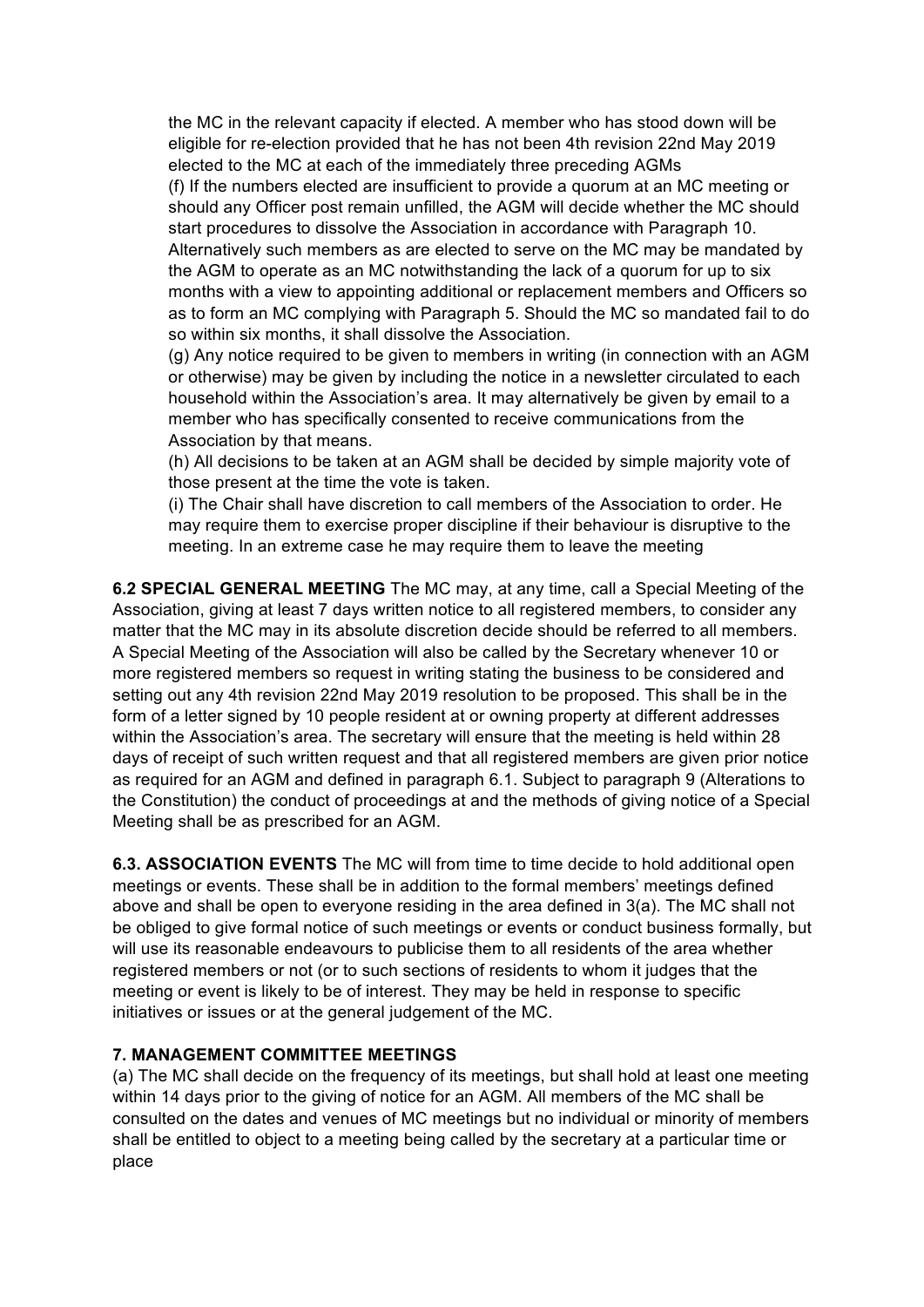the MC in the relevant capacity if elected. A member who has stood down will be eligible for re-election provided that he has not been 4th revision 22nd May 2019 elected to the MC at each of the immediately three preceding AGMs

(f) If the numbers elected are insufficient to provide a quorum at an MC meeting or should any Officer post remain unfilled, the AGM will decide whether the MC should start procedures to dissolve the Association in accordance with Paragraph 10. Alternatively such members as are elected to serve on the MC may be mandated by the AGM to operate as an MC notwithstanding the lack of a quorum for up to six months with a view to appointing additional or replacement members and Officers so as to form an MC complying with Paragraph 5. Should the MC so mandated fail to do so within six months, it shall dissolve the Association.

(g) Any notice required to be given to members in writing (in connection with an AGM or otherwise) may be given by including the notice in a newsletter circulated to each household within the Association's area. It may alternatively be given by email to a member who has specifically consented to receive communications from the Association by that means.

(h) All decisions to be taken at an AGM shall be decided by simple majority vote of those present at the time the vote is taken.

(i) The Chair shall have discretion to call members of the Association to order. He may require them to exercise proper discipline if their behaviour is disruptive to the meeting. In an extreme case he may require them to leave the meeting

**6.2 SPECIAL GENERAL MEETING** The MC may, at any time, call a Special Meeting of the Association, giving at least 7 days written notice to all registered members, to consider any matter that the MC may in its absolute discretion decide should be referred to all members. A Special Meeting of the Association will also be called by the Secretary whenever 10 or more registered members so request in writing stating the business to be considered and setting out any 4th revision 22nd May 2019 resolution to be proposed. This shall be in the form of a letter signed by 10 people resident at or owning property at different addresses within the Association's area. The secretary will ensure that the meeting is held within 28 days of receipt of such written request and that all registered members are given prior notice as required for an AGM and defined in paragraph 6.1. Subject to paragraph 9 (Alterations to the Constitution) the conduct of proceedings at and the methods of giving notice of a Special Meeting shall be as prescribed for an AGM.

**6.3. ASSOCIATION EVENTS** The MC will from time to time decide to hold additional open meetings or events. These shall be in addition to the formal members' meetings defined above and shall be open to everyone residing in the area defined in 3(a). The MC shall not be obliged to give formal notice of such meetings or events or conduct business formally, but will use its reasonable endeavours to publicise them to all residents of the area whether registered members or not (or to such sections of residents to whom it judges that the meeting or event is likely to be of interest. They may be held in response to specific initiatives or issues or at the general judgement of the MC.

**7. MANAGEMENT COMMITTEE MEETINGS**

(a) The MC shall decide on the frequency of its meetings, but shall hold at least one meeting within 14 days prior to the giving of notice for an AGM. All members of the MC shall be consulted on the dates and venues of MC meetings but no individual or minority of members shall be entitled to object to a meeting being called by the secretary at a particular time or place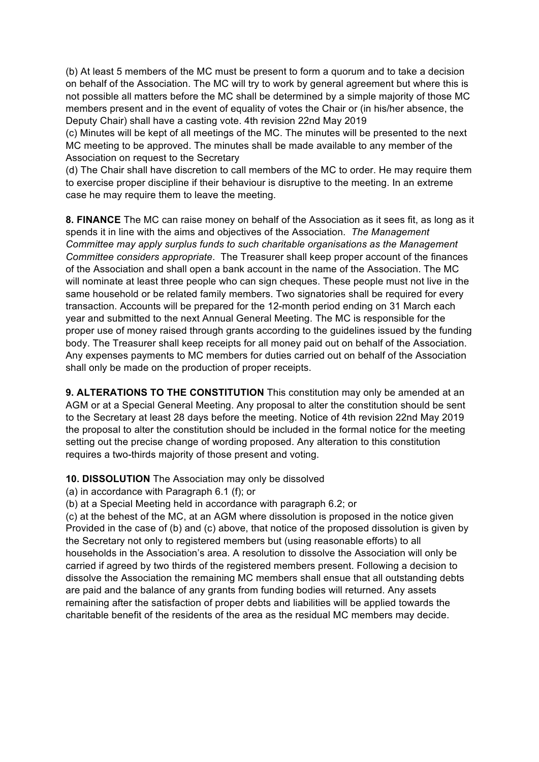(b) At least 5 members of the MC must be present to form a quorum and to take a decision on behalf of the Association. The MC will try to work by general agreement but where this is not possible all matters before the MC shall be determined by a simple majority of those MC members present and in the event of equality of votes the Chair or (in his/her absence, the Deputy Chair) shall have a casting vote. 4th revision 22nd May 2019

(c) Minutes will be kept of all meetings of the MC. The minutes will be presented to the next MC meeting to be approved. The minutes shall be made available to any member of the Association on request to the Secretary

(d) The Chair shall have discretion to call members of the MC to order. He may require them to exercise proper discipline if their behaviour is disruptive to the meeting. In an extreme case he may require them to leave the meeting.

**8. FINANCE** The MC can raise money on behalf of the Association as it sees fit, as long as it spends it in line with the aims and objectives of the Association. *The Management Committee may apply surplus funds to such charitable organisations as the Management Committee considers appropriate*. The Treasurer shall keep proper account of the finances of the Association and shall open a bank account in the name of the Association. The MC will nominate at least three people who can sign cheques. These people must not live in the same household or be related family members. Two signatories shall be required for every transaction. Accounts will be prepared for the 12-month period ending on 31 March each year and submitted to the next Annual General Meeting. The MC is responsible for the proper use of money raised through grants according to the guidelines issued by the funding body. The Treasurer shall keep receipts for all money paid out on behalf of the Association. Any expenses payments to MC members for duties carried out on behalf of the Association shall only be made on the production of proper receipts.

**9. ALTERATIONS TO THE CONSTITUTION** This constitution may only be amended at an AGM or at a Special General Meeting. Any proposal to alter the constitution should be sent to the Secretary at least 28 days before the meeting. Notice of 4th revision 22nd May 2019 the proposal to alter the constitution should be included in the formal notice for the meeting setting out the precise change of wording proposed. Any alteration to this constitution requires a two-thirds majority of those present and voting.

**10. DISSOLUTION** The Association may only be dissolved

(a) in accordance with Paragraph 6.1 (f); or

(b) at a Special Meeting held in accordance with paragraph 6.2; or

(c) at the behest of the MC, at an AGM where dissolution is proposed in the notice given Provided in the case of (b) and (c) above, that notice of the proposed dissolution is given by the Secretary not only to registered members but (using reasonable efforts) to all households in the Association's area. A resolution to dissolve the Association will only be carried if agreed by two thirds of the registered members present. Following a decision to dissolve the Association the remaining MC members shall ensue that all outstanding debts are paid and the balance of any grants from funding bodies will returned. Any assets remaining after the satisfaction of proper debts and liabilities will be applied towards the charitable benefit of the residents of the area as the residual MC members may decide.